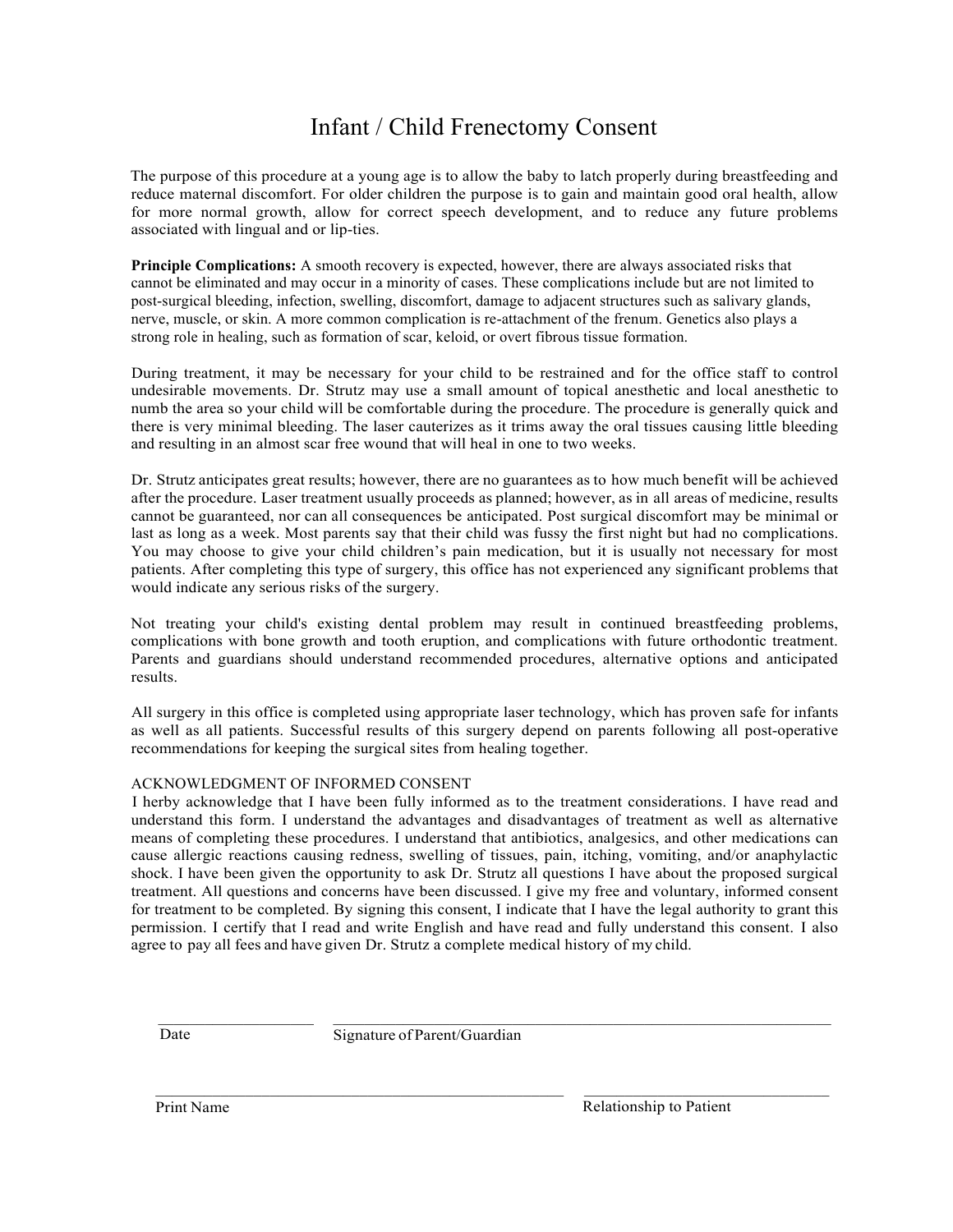# Infant / Child Frenectomy Consent

The purpose of this procedure at a young age is to allow the baby to latch properly during breastfeeding and reduce maternal discomfort. For older children the purpose is to gain and maintain good oral health, allow for more normal growth, allow for correct speech development, and to reduce any future problems associated with lingual and or lip-ties.

**Principle Complications:** A smooth recovery is expected, however, there are always associated risks that cannot be eliminated and may occur in a minority of cases. These complications include but are not limited to post-surgical bleeding, infection, swelling, discomfort, damage to adjacent structures such as salivary glands, nerve, muscle, or skin. A more common complication is re-attachment of the frenum. Genetics also plays a strong role in healing, such as formation of scar, keloid, or overt fibrous tissue formation.

During treatment, it may be necessary for your child to be restrained and for the office staff to control undesirable movements. Dr. Strutz may use a small amount of topical anesthetic and local anesthetic to numb the area so your child will be comfortable during the procedure. The procedure is generally quick and there is very minimal bleeding. The laser cauterizes as it trims away the oral tissues causing little bleeding and resulting in an almost scar free wound that will heal in one to two weeks.

Dr. Strutz anticipates great results; however, there are no guarantees as to how much benefit will be achieved after the procedure. Laser treatment usually proceeds as planned; however, as in all areas of medicine, results cannot be guaranteed, nor can all consequences be anticipated. Post surgical discomfort may be minimal or last as long as a week. Most parents say that their child was fussy the first night but had no complications. You may choose to give your child children's pain medication, but it is usually not necessary for most patients. After completing this type of surgery, this office has not experienced any significant problems that would indicate any serious risks of the surgery.

Not treating your child's existing dental problem may result in continued breastfeeding problems, complications with bone growth and tooth eruption, and complications with future orthodontic treatment. Parents and guardians should understand recommended procedures, alternative options and anticipated results.

All surgery in this office is completed using appropriate laser technology, which has proven safe for infants as well as all patients. Successful results of this surgery depend on parents following all post-operative recommendations for keeping the surgical sites from healing together.

ACKNOWLEDGMENT OF INFORMED CONSENT

I herby acknowledge that I have been fully informed as to the treatment considerations. I have read and understand this form. I understand the advantages and disadvantages of treatment as well as alternative means of completing these procedures. I understand that antibiotics, analgesics, and other medications can cause allergic reactions causing redness, swelling of tissues, pain, itching, vomiting, and/or anaphylactic shock. I have been given the opportunity to ask Dr. Strutz all questions I have about the proposed surgical treatment. All questions and concerns have been discussed. I give my free and voluntary, informed consent for treatment to be completed. By signing this consent, I indicate that I have the legal authority to grant this permission. I certify that I read and write English and have read and fully understand this consent. I also agree to pay all fees and have given Dr. Strutz a complete medical history of my child.

\_\_\_\_\_\_\_\_\_\_\_\_\_\_\_\_\_\_\_\_ \_\_\_\_\_\_\_\_\_\_\_\_\_\_\_\_\_\_\_\_\_\_\_\_\_\_\_\_\_\_\_\_\_\_\_\_\_\_\_\_\_\_\_\_\_\_\_\_

Date Signature of Parent/Guardian

\_\_\_\_\_\_\_\_\_\_\_\_\_\_\_\_\_\_\_\_\_\_\_\_\_\_\_\_\_\_\_\_\_\_\_\_\_\_\_\_\_\_ \_\_\_\_\_\_\_\_\_\_\_\_\_\_\_\_\_\_\_\_\_\_\_\_\_

Print Name Relationship to Patient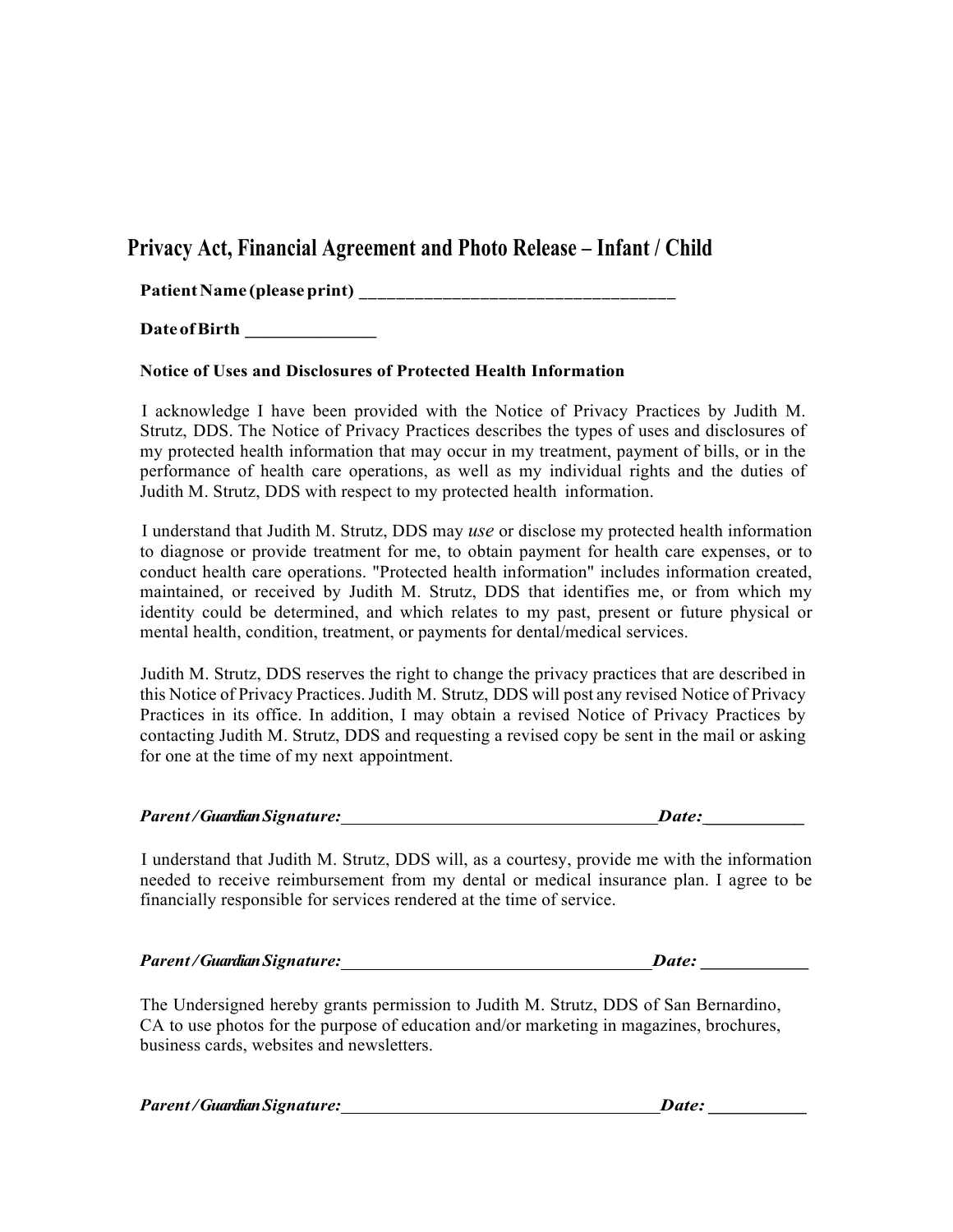# Privacy Act, Financial Agreement and Photo Release – Infant / Child

**Patient Name (please print) _________________________________**

**Date of Birth ______________**

**Notice of Uses and Disclosures of Protected Health Information**

I acknowledge I have been provided with the Notice of Privacy Practices by Judith M. Strutz, DDS. The Notice of Privacy Practices describes the types of uses and disclosures of my protected health information that may occur in my treatment, payment of bills, or in the performance of health care operations, as well as my individual rights and the duties of Judith M. Strutz, DDS with respect to my protected health information.

I understand that Judith M. Strutz, DDS may *use* or disclose my protected health information to diagnose or provide treatment for me, to obtain payment for health care expenses, or to conduct health care operations. "Protected health information" includes information created, maintained, or received by Judith M. Strutz, DDS that identifies me, or from which my identity could be determined, and which relates to my past, present or future physical or mental health, condition, treatment, or payments for dental/medical services.

Judith M. Strutz, DDS reserves the right to change the privacy practices that are described in this Notice of Privacy Practices. Judith M. Strutz, DDS will post any revised Notice of Privacy Practices in its office. In addition, I may obtain a revised Notice of Privacy Practices by contacting Judith M. Strutz, DDS and requesting a revised copy be sent in the mail or asking for one at the time of my next appointment.

***Parent / Guardian Signature:*__________________________________*Date:*___________**

I understand that Judith M. Strutz, DDS will, as a courtesy, provide me with the information needed to receive reimbursement from my dental or medical insurance plan. I agree to be financially responsible for services rendered at the time of service.

***Parent / Guardian Signature:*__________________________________*Date:* ____________**

The Undersigned hereby grants permission to Judith M. Strutz, DDS of San Bernardino, CA to use photos for the purpose of education and/or marketing in magazines, brochures, business cards, websites and newsletters.

***Parent / Guardian Signature:*__________________________________*Date:* ___________**